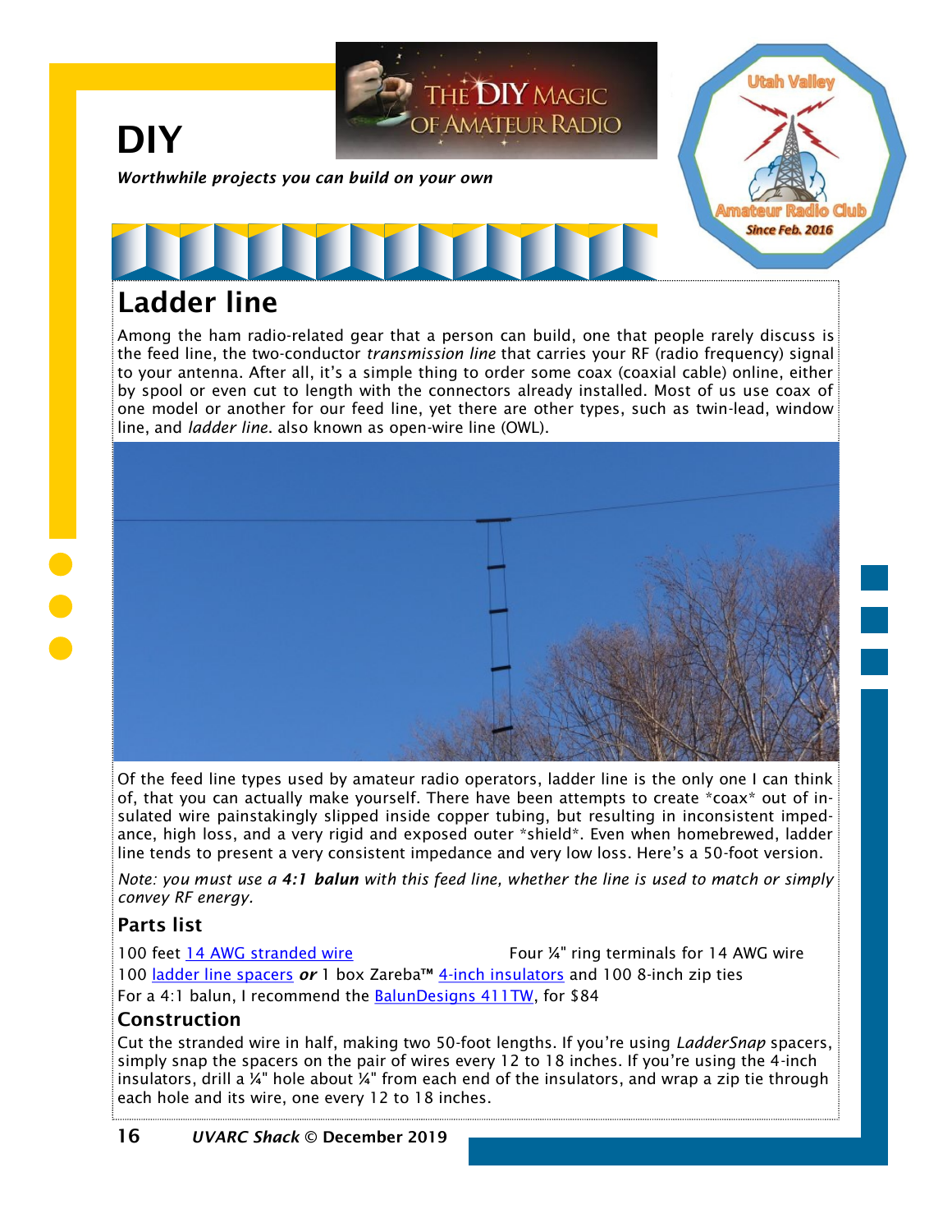# DIY

*Worthwhile projects you can build on your own*

## Ladder line

Among the ham radio-related gear that a person can build, one that people rarely discuss is the feed line, the two-conductor *transmission line* that carries your RF (radio frequency) signal to your antenna. After all, it's a simple thing to order some coax (coaxial cable) online, either by spool or even cut to length with the connectors already installed. Most of us use coax of one model or another for our feed line, yet there are other types, such as twin-lead, window line, and *ladder line*. also known as open-wire line (OWL).

Of the feed line types used by amateur radio operators, ladder line is the only one I can think of, that you can actually make yourself. There have been attempts to create *coax* out of insulated wire painstakingly slipped inside copper tubing, but resulting in inconsistent impedance, high loss, and a very rigid and exposed outer *shield*. Even when homebrewed, ladder line tends to present a very consistent impedance and very low loss. Here's a 50-foot version.

*Note: you must use a* ***4:1 balun*** *with this feed line, whether the line is used to match or simply convey RF energy.*

### Parts list

100 feet 14 AWG stranded wire

Four ¼" ring terminals for 14 AWG wire

100 ladder line spacers ***or*** 1 box Zareba™ 4-inch insulators and 100 8-inch zip ties

For a 4:1 balun, I recommend the BalunDesigns 411TW, for $84

### Construction

Cut the stranded wire in half, making two 50-foot lengths. If you're using *LadderSnap* spacers, simply snap the spacers on the pair of wires every 12 to 18 inches. If you're using the 4-inch insulators, drill a ¼" hole about ¼" from each end of the insulators, and wrap a zip tie through each hole and its wire, one every 12 to 18 inches.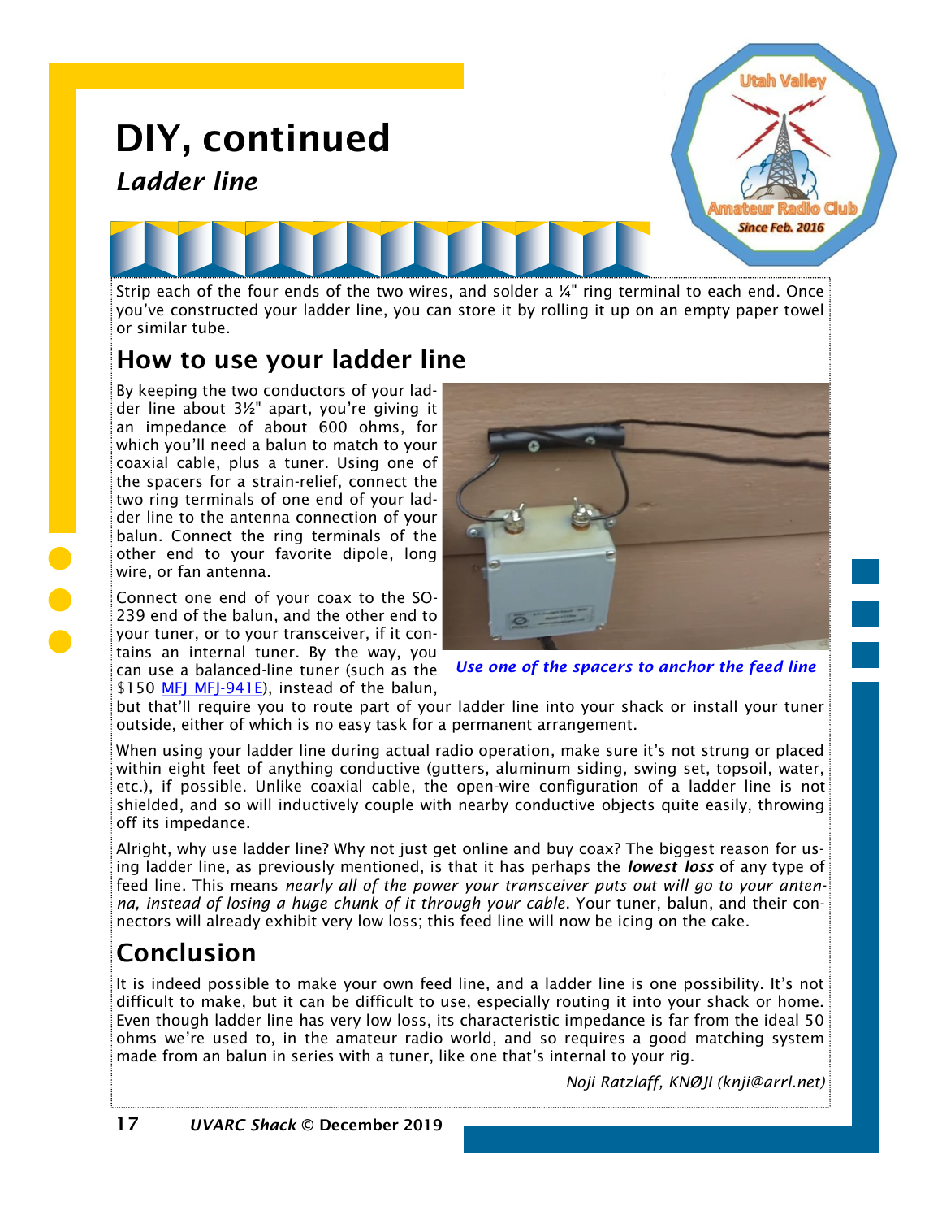# DIY, continued

## *Ladder line*

Strip each of the four ends of the two wires, and solder a ¼" ring terminal to each end. Once you've constructed your ladder line, you can store it by rolling it up on an empty paper towel or similar tube.

## How to use your ladder line

By keeping the two conductors of your ladder line about 3½" apart, you're giving it an impedance of about 600 ohms, for which you'll need a balun to match to your coaxial cable, plus a tuner. Using one of the spacers for a strain-relief, connect the two ring terminals of one end of your ladder line to the antenna connection of your balun. Connect the ring terminals of the other end to your favorite dipole, long wire, or fan antenna.

*Use one of the spacers to anchor the feed line*

Connect one end of your coax to the SO-239 end of the balun, and the other end to your tuner, or to your transceiver, if it contains an internal tuner. By the way, you can use a balanced-line tuner (such as the $150 MFJ MFJ-941E), instead of the balun, but that'll require you to route part of your ladder line into your shack or install your tuner outside, either of which is no easy task for a permanent arrangement.

When using your ladder line during actual radio operation, make sure it's not strung or placed within eight feet of anything conductive (gutters, aluminum siding, swing set, topsoil, water, etc.), if possible. Unlike coaxial cable, the open-wire configuration of a ladder line is not shielded, and so will inductively couple with nearby conductive objects quite easily, throwing off its impedance.

Alright, why use ladder line? Why not just get online and buy coax? The biggest reason for using ladder line, as previously mentioned, is that it has perhaps the ***lowest loss*** of any type of feed line. This means *nearly all of the power your transceiver puts out will go to your antenna, instead of losing a huge chunk of it through your cable.* Your tuner, balun, and their connectors will already exhibit very low loss; this feed line will now be icing on the cake.

## Conclusion

It is indeed possible to make your own feed line, and a ladder line is one possibility. It's not difficult to make, but it can be difficult to use, especially routing it into your shack or home. Even though ladder line has very low loss, its characteristic impedance is far from the ideal 50 ohms we're used to, in the amateur radio world, and so requires a good matching system made from an balun in series with a tuner, like one that's internal to your rig.

*Noji Ratzlaff, KNØJI (knji@arrl.net)*